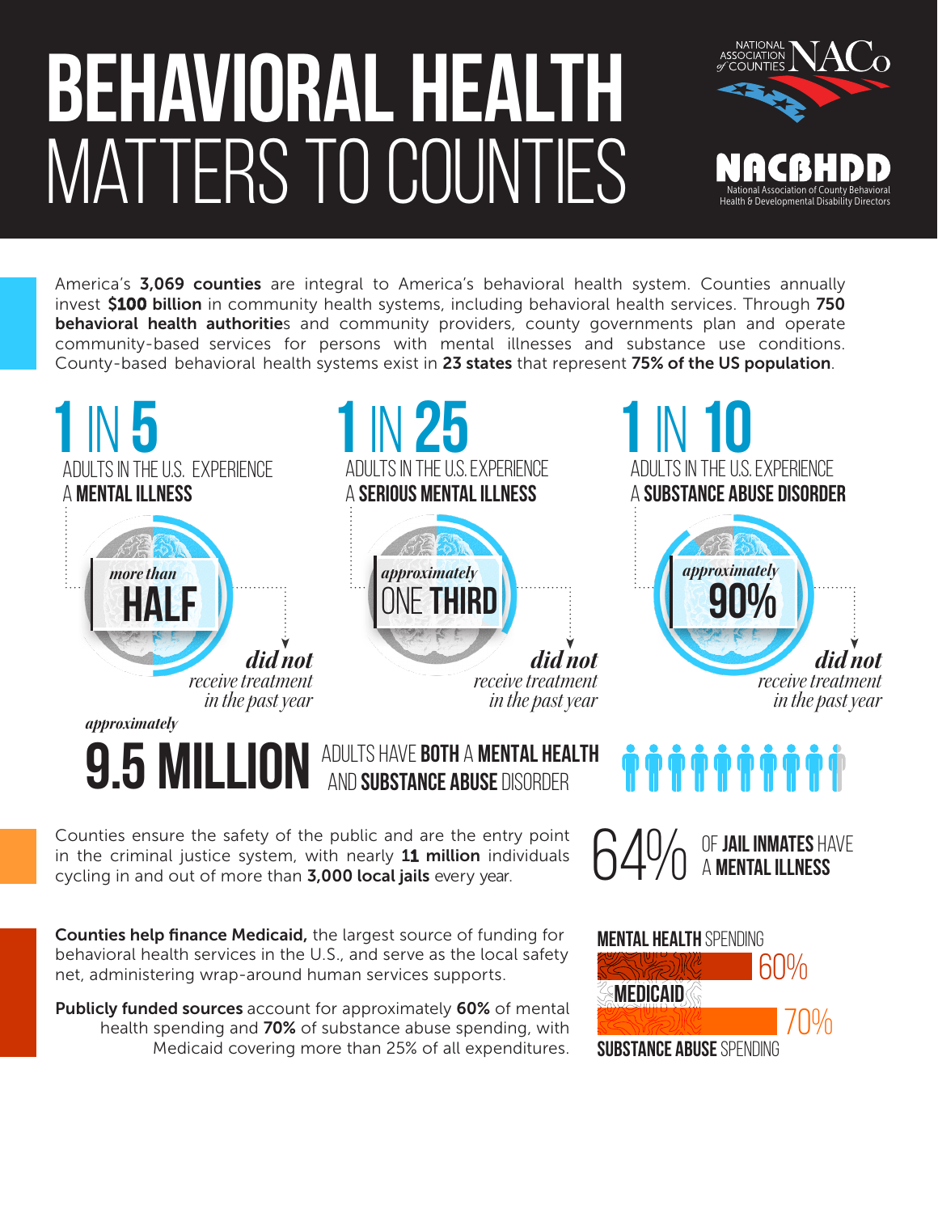# BEHAVIORAL HEALTH MATTERS TO COUNTIES

NATIONAL ASSOCIATION of COUNTIES NACo

NACBHDD National Association of County Behavioral Health & Developmental Disability Directors

America's **3,069 counties** are integral to America's behavioral health system. Counties annually invest **$100 billion** in community health systems, including behavioral health services. Through **750 behavioral health authorities** and community providers, county governments plan and operate community-based services for persons with mental illnesses and substance use conditions. County-based behavioral health systems exist in **23 states** that represent **75% of the US population**.

## 1 IN 5

ADULTS IN THE U.S. EXPERIENCE A **MENTAL ILLNESS**

*more than* **HALF** ***did not*** *receive treatment in the past year*

## 1 IN 25

ADULTS IN THE U.S. EXPERIENCE A **SERIOUS MENTAL ILLNESS**

*approximately* ONE **THIRD** ***did not*** *receive treatment in the past year*

## 1 IN 10

ADULTS IN THE U.S. EXPERIENCE A **SUBSTANCE ABUSE DISORDER**

*approximately* **90%** ***did not*** *receive treatment in the past year*

*approximately* **9.5 MILLION** ADULTS HAVE **BOTH** A **MENTAL HEALTH** AND **SUBSTANCE ABUSE** DISORDER

Counties ensure the safety of the public and are the entry point in the criminal justice system, with nearly **11 million** individuals cycling in and out of more than **3,000 local jails** every year.

64% OF **JAIL INMATES** HAVE A **MENTAL ILLNESS**

**Counties help finance Medicaid,** the largest source of funding for behavioral health services in the U.S., and serve as the local safety net, administering wrap-around human services supports.

**Publicly funded sources** account for approximately **60%** of mental health spending and **70%** of substance abuse spending, with Medicaid covering more than 25% of all expenditures.

**MENTAL HEALTH** SPENDING 60%

**MEDICAID**

70% **SUBSTANCE ABUSE** SPENDING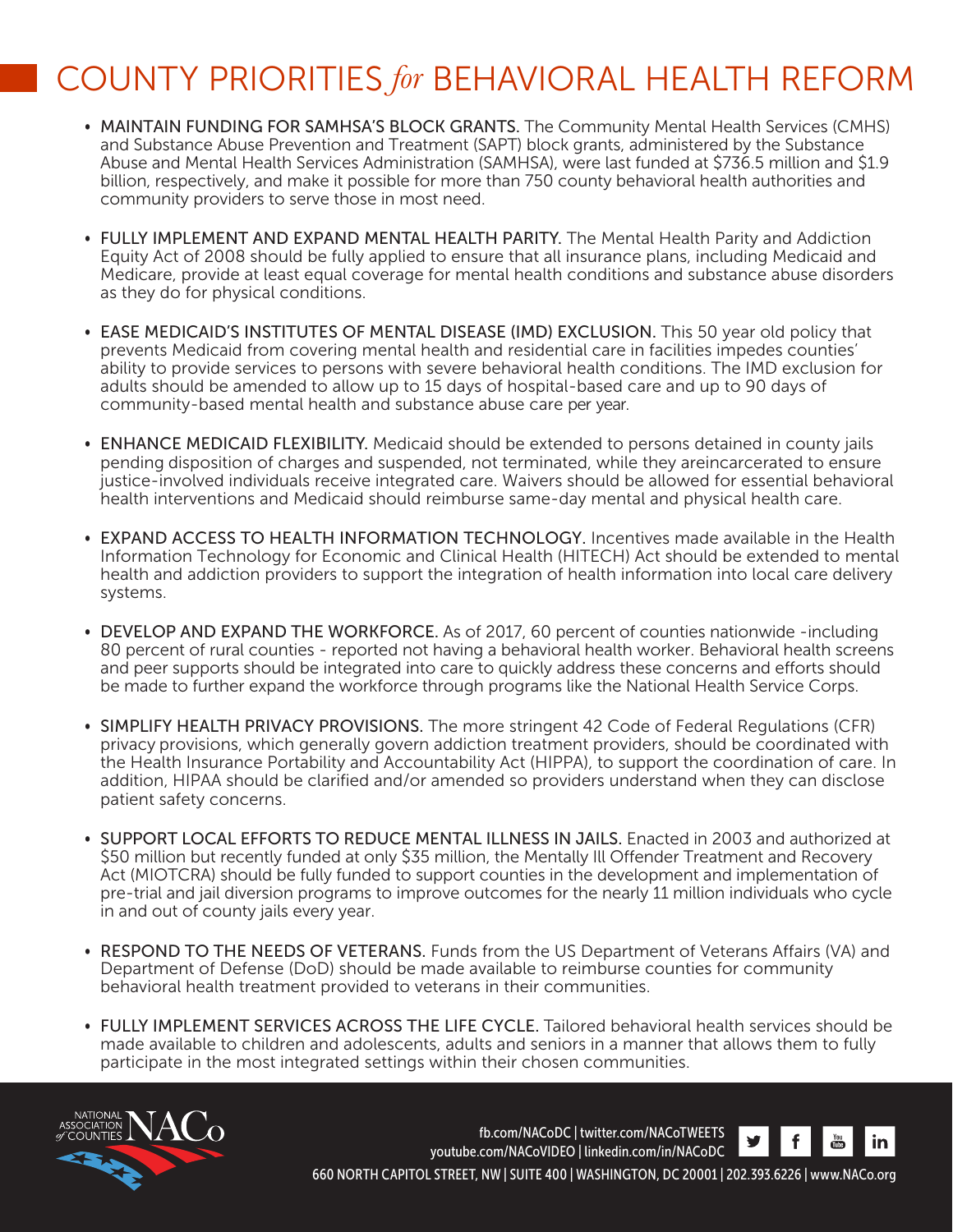# COUNTY PRIORITIES *for* BEHAVIORAL HEALTH REFORM

- MAINTAIN FUNDING FOR SAMHSA'S BLOCK GRANTS. The Community Mental Health Services (CMHS) and Substance Abuse Prevention and Treatment (SAPT) block grants, administered by the Substance Abuse and Mental Health Services Administration (SAMHSA), were last funded at $736.5 million and $1.9 billion, respectively, and make it possible for more than 750 county behavioral health authorities and community providers to serve those in most need.

- FULLY IMPLEMENT AND EXPAND MENTAL HEALTH PARITY. The Mental Health Parity and Addiction Equity Act of 2008 should be fully applied to ensure that all insurance plans, including Medicaid and Medicare, provide at least equal coverage for mental health conditions and substance abuse disorders as they do for physical conditions.

- EASE MEDICAID'S INSTITUTES OF MENTAL DISEASE (IMD) EXCLUSION. This 50 year old policy that prevents Medicaid from covering mental health and residential care in facilities impedes counties' ability to provide services to persons with severe behavioral health conditions. The IMD exclusion for adults should be amended to allow up to 15 days of hospital-based care and up to 90 days of community-based mental health and substance abuse care per year.

- ENHANCE MEDICAID FLEXIBILITY. Medicaid should be extended to persons detained in county jails pending disposition of charges and suspended, not terminated, while they areincarcerated to ensure justice-involved individuals receive integrated care. Waivers should be allowed for essential behavioral health interventions and Medicaid should reimburse same-day mental and physical health care.

- EXPAND ACCESS TO HEALTH INFORMATION TECHNOLOGY. Incentives made available in the Health Information Technology for Economic and Clinical Health (HITECH) Act should be extended to mental health and addiction providers to support the integration of health information into local care delivery systems.

- DEVELOP AND EXPAND THE WORKFORCE. As of 2017, 60 percent of counties nationwide -including 80 percent of rural counties - reported not having a behavioral health worker. Behavioral health screens and peer supports should be integrated into care to quickly address these concerns and efforts should be made to further expand the workforce through programs like the National Health Service Corps.

- SIMPLIFY HEALTH PRIVACY PROVISIONS. The more stringent 42 Code of Federal Regulations (CFR) privacy provisions, which generally govern addiction treatment providers, should be coordinated with the Health Insurance Portability and Accountability Act (HIPPA), to support the coordination of care. In addition, HIPAA should be clarified and/or amended so providers understand when they can disclose patient safety concerns.

- SUPPORT LOCAL EFFORTS TO REDUCE MENTAL ILLNESS IN JAILS. Enacted in 2003 and authorized at $50 million but recently funded at only $35 million, the Mentally Ill Offender Treatment and Recovery Act (MIOTCRA) should be fully funded to support counties in the development and implementation of pre-trial and jail diversion programs to improve outcomes for the nearly 11 million individuals who cycle in and out of county jails every year.

- RESPOND TO THE NEEDS OF VETERANS. Funds from the US Department of Veterans Affairs (VA) and Department of Defense (DoD) should be made available to reimburse counties for community behavioral health treatment provided to veterans in their communities.

- FULLY IMPLEMENT SERVICES ACROSS THE LIFE CYCLE. Tailored behavioral health services should be made available to children and adolescents, adults and seniors in a manner that allows them to fully participate in the most integrated settings within their chosen communities.

NATIONAL ASSOCIATION *of* COUNTIES NACo

fb.com/NACoDC | twitter.com/NACoTWEETS
youtube.com/NACoVIDEO | linkedin.com/in/NACoDC

660 NORTH CAPITOL STREET, NW | SUITE 400 | WASHINGTON, DC 20001 | 202.393.6226 | www.NACo.org